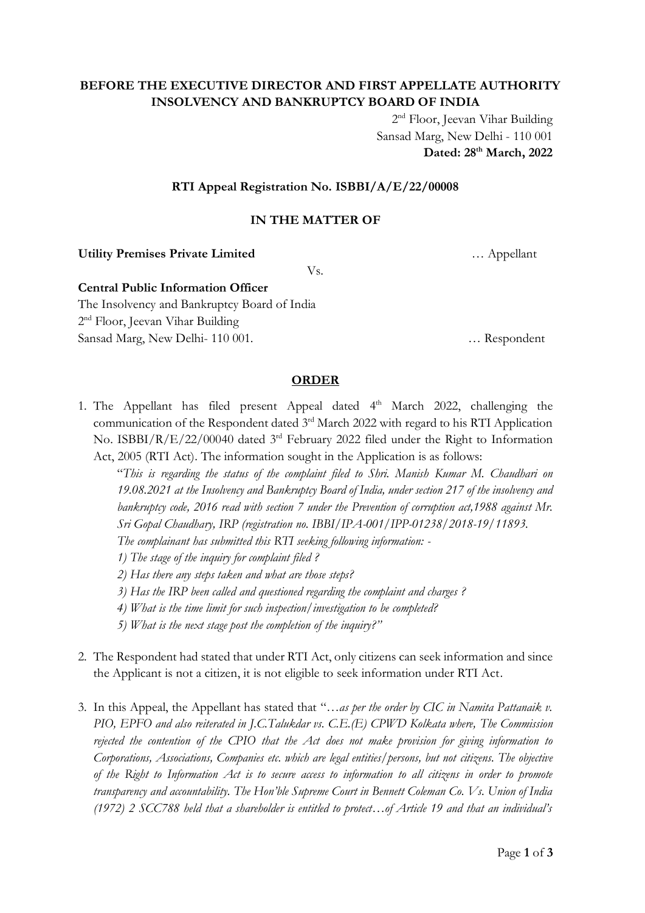**BEFORE THE EXECUTIVE DIRECTOR AND FIRST APPELLATE AUTHORITY INSOLVENCY AND BANKRUPTCY BOARD OF INDIA**

2nd Floor, Jeevan Vihar Building
Sansad Marg, New Delhi - 110 001
**Dated: 28th March, 2022**

**RTI Appeal Registration No. ISBBI/A/E/22/00008**

**IN THE MATTER OF**

**Utility Premises Private Limited** … Appellant

Vs.

**Central Public Information Officer**
The Insolvency and Bankruptcy Board of India
2nd Floor, Jeevan Vihar Building
Sansad Marg, New Delhi- 110 001. … Respondent

**ORDER**

1. The Appellant has filed present Appeal dated 4th March 2022, challenging the communication of the Respondent dated 3rd March 2022 with regard to his RTI Application No. ISBBI/R/E/22/00040 dated 3rd February 2022 filed under the Right to Information Act, 2005 (RTI Act). The information sought in the Application is as follows:

   "*This is regarding the status of the complaint filed to Shri. Manish Kumar M. Chaudhari on 19.08.2021 at the Insolvency and Bankruptcy Board of India, under section 217 of the insolvency and bankruptcy code, 2016 read with section 7 under the Prevention of corruption act,1988 against Mr. Sri Gopal Chaudhary, IRP (registration no. IBBI/IPA-001/IPP-01238/2018-19/11893.*

   *The complainant has submitted this RTI seeking following information: -*

   *1) The stage of the inquiry for complaint filed ?*

   *2) Has there any steps taken and what are those steps?*

   *3) Has the IRP been called and questioned regarding the complaint and charges ?*

   *4) What is the time limit for such inspection/investigation to be completed?*

   *5) What is the next stage post the completion of the inquiry?*"

2. The Respondent had stated that under RTI Act, only citizens can seek information and since the Applicant is not a citizen, it is not eligible to seek information under RTI Act.

3. In this Appeal, the Appellant has stated that "…*as per the order by CIC in Namita Pattanaik v. PIO, EPFO and also reiterated in J.C.Talukdar vs. C.E.(E) CPWD Kolkata where, The Commission rejected the contention of the CPIO that the Act does not make provision for giving information to Corporations, Associations, Companies etc. which are legal entities/persons, but not citizens. The objective of the Right to Information Act is to secure access to information to all citizens in order to promote transparency and accountability. The Hon'ble Supreme Court in Bennett Coleman Co. Vs. Union of India (1972) 2 SCC788 held that a shareholder is entitled to protect…of Article 19 and that an individual's*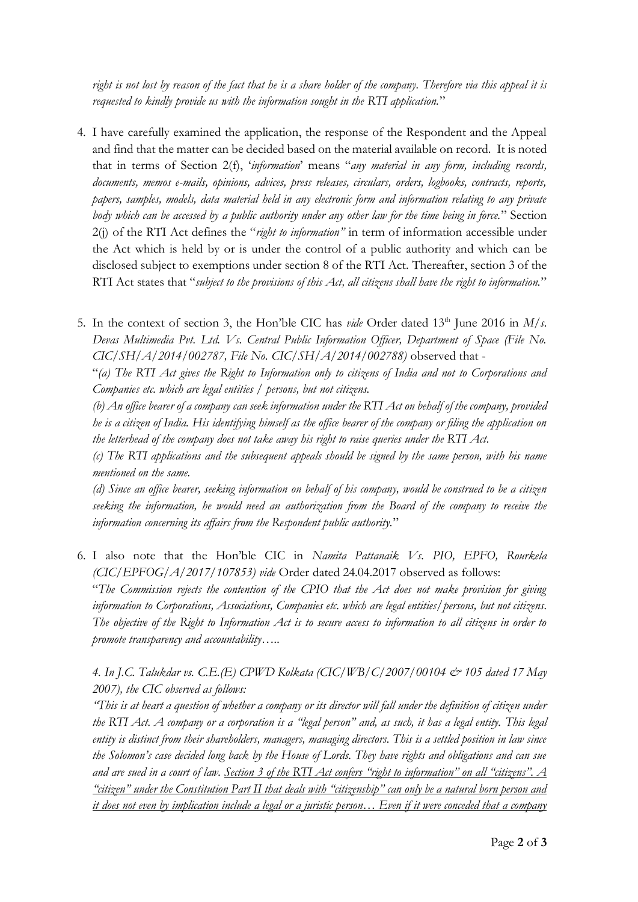*right is not lost by reason of the fact that he is a share holder of the company. Therefore via this appeal it is requested to kindly provide us with the information sought in the RTI application.*"

4. I have carefully examined the application, the response of the Respondent and the Appeal and find that the matter can be decided based on the material available on record. It is noted that in terms of Section 2(f), '*information*' means "*any material in any form, including records, documents, memos e-mails, opinions, advices, press releases, circulars, orders, logbooks, contracts, reports, papers, samples, models, data material held in any electronic form and information relating to any private body which can be accessed by a public authority under any other law for the time being in force.*" Section 2(j) of the RTI Act defines the "*right to information"* in term of information accessible under the Act which is held by or is under the control of a public authority and which can be disclosed subject to exemptions under section 8 of the RTI Act. Thereafter, section 3 of the RTI Act states that "*subject to the provisions of this Act, all citizens shall have the right to information.*"

5. In the context of section 3, the Hon'ble CIC has *vide* Order dated 13th June 2016 in *M/s. Devas Multimedia Pvt. Ltd. Vs. Central Public Information Officer, Department of Space (File No. CIC/SH/A/2014/002787, File No. CIC/SH/A/2014/002788)* observed that -

   "*(a) The RTI Act gives the Right to Information only to citizens of India and not to Corporations and Companies etc. which are legal entities / persons, but not citizens.*

   *(b) An office bearer of a company can seek information under the RTI Act on behalf of the company, provided he is a citizen of India. His identifying himself as the office bearer of the company or filing the application on the letterhead of the company does not take away his right to raise queries under the RTI Act.*

   *(c) The RTI applications and the subsequent appeals should be signed by the same person, with his name mentioned on the same.*

   *(d) Since an office bearer, seeking information on behalf of his company, would be construed to be a citizen seeking the information, he would need an authorization from the Board of the company to receive the information concerning its affairs from the Respondent public authority.*"

6. I also note that the Hon'ble CIC in *Namita Pattanaik Vs. PIO, EPFO, Rourkela (CIC/EPFOG/A/2017/107853) vide* Order dated 24.04.2017 observed as follows:

   "*The Commission rejects the contention of the CPIO that the Act does not make provision for giving information to Corporations, Associations, Companies etc. which are legal entities/persons, but not citizens. The objective of the Right to Information Act is to secure access to information to all citizens in order to promote transparency and accountability…..*

   *4. In J.C. Talukdar vs. C.E.(E) CPWD Kolkata (CIC/WB/C/2007/00104 & 105 dated 17 May 2007), the CIC observed as follows:*

   *"This is at heart a question of whether a company or its director will fall under the definition of citizen under the RTI Act. A company or a corporation is a "legal person" and, as such, it has a legal entity. This legal entity is distinct from their shareholders, managers, managing directors. This is a settled position in law since the Solomon's case decided long back by the House of Lords. They have rights and obligations and can sue and are sued in a court of law. <u>Section 3 of the RTI Act confers "right to information" on all "citizens". A "citizen" under the Constitution Part II that deals with "citizenship" can only be a natural born person and it does not even by implication include a legal or a juristic person… Even if it were conceded that a company</u>*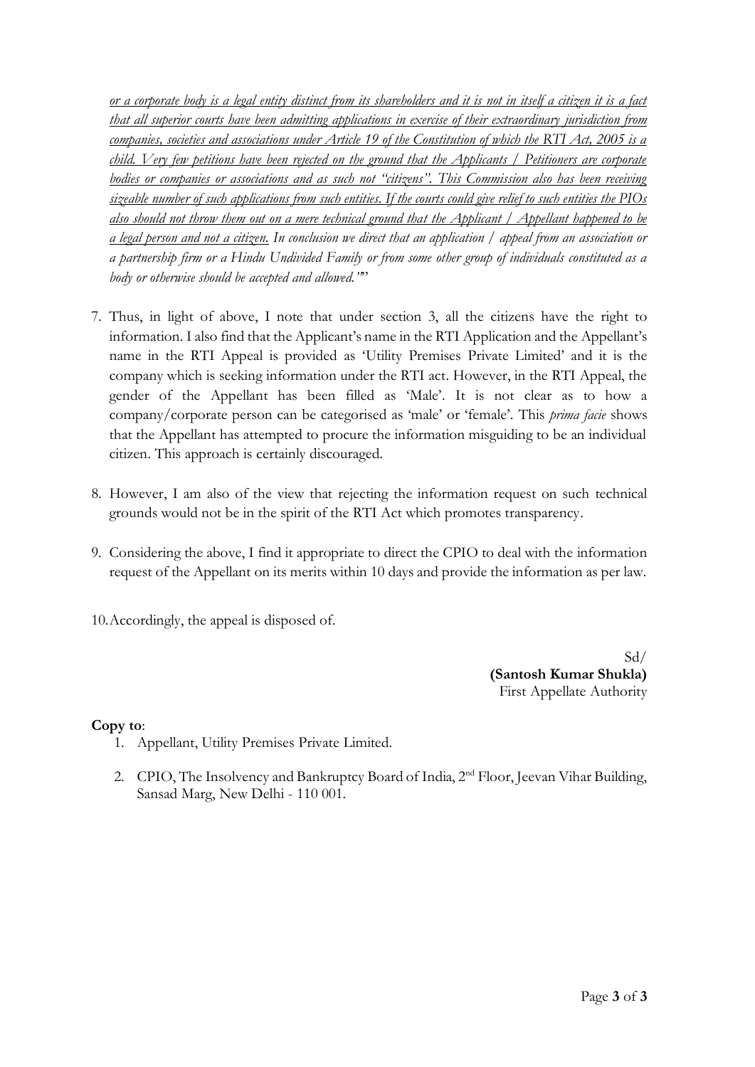*or a corporate body is a legal entity distinct from its shareholders and it is not in itself a citizen it is a fact that all superior courts have been admitting applications in exercise of their extraordinary jurisdiction from companies, societies and associations under Article 19 of the Constitution of which the RTI Act, 2005 is a child. Very few petitions have been rejected on the ground that the Applicants / Petitioners are corporate bodies or companies or associations and as such not "citizens". This Commission also has been receiving sizeable number of such applications from such entities. If the courts could give relief to such entities the PIOs also should not throw them out on a mere technical ground that the Applicant / Appellant happened to be a legal person and not a citizen. In conclusion we direct that an application / appeal from an association or a partnership firm or a Hindu Undivided Family or from some other group of individuals constituted as a body or otherwise should be accepted and allowed.'"*

7. Thus, in light of above, I note that under section 3, all the citizens have the right to information. I also find that the Applicant's name in the RTI Application and the Appellant's name in the RTI Appeal is provided as 'Utility Premises Private Limited' and it is the company which is seeking information under the RTI act. However, in the RTI Appeal, the gender of the Appellant has been filled as 'Male'. It is not clear as to how a company/corporate person can be categorised as 'male' or 'female'. This *prima facie* shows that the Appellant has attempted to procure the information misguiding to be an individual citizen. This approach is certainly discouraged.

8. However, I am also of the view that rejecting the information request on such technical grounds would not be in the spirit of the RTI Act which promotes transparency.

9. Considering the above, I find it appropriate to direct the CPIO to deal with the information request of the Appellant on its merits within 10 days and provide the information as per law.

10. Accordingly, the appeal is disposed of.

Sd/
**(Santosh Kumar Shukla)**
First Appellate Authority

**Copy to**:

1. Appellant, Utility Premises Private Limited.
2. CPIO, The Insolvency and Bankruptcy Board of India, 2nd Floor, Jeevan Vihar Building, Sansad Marg, New Delhi - 110 001.